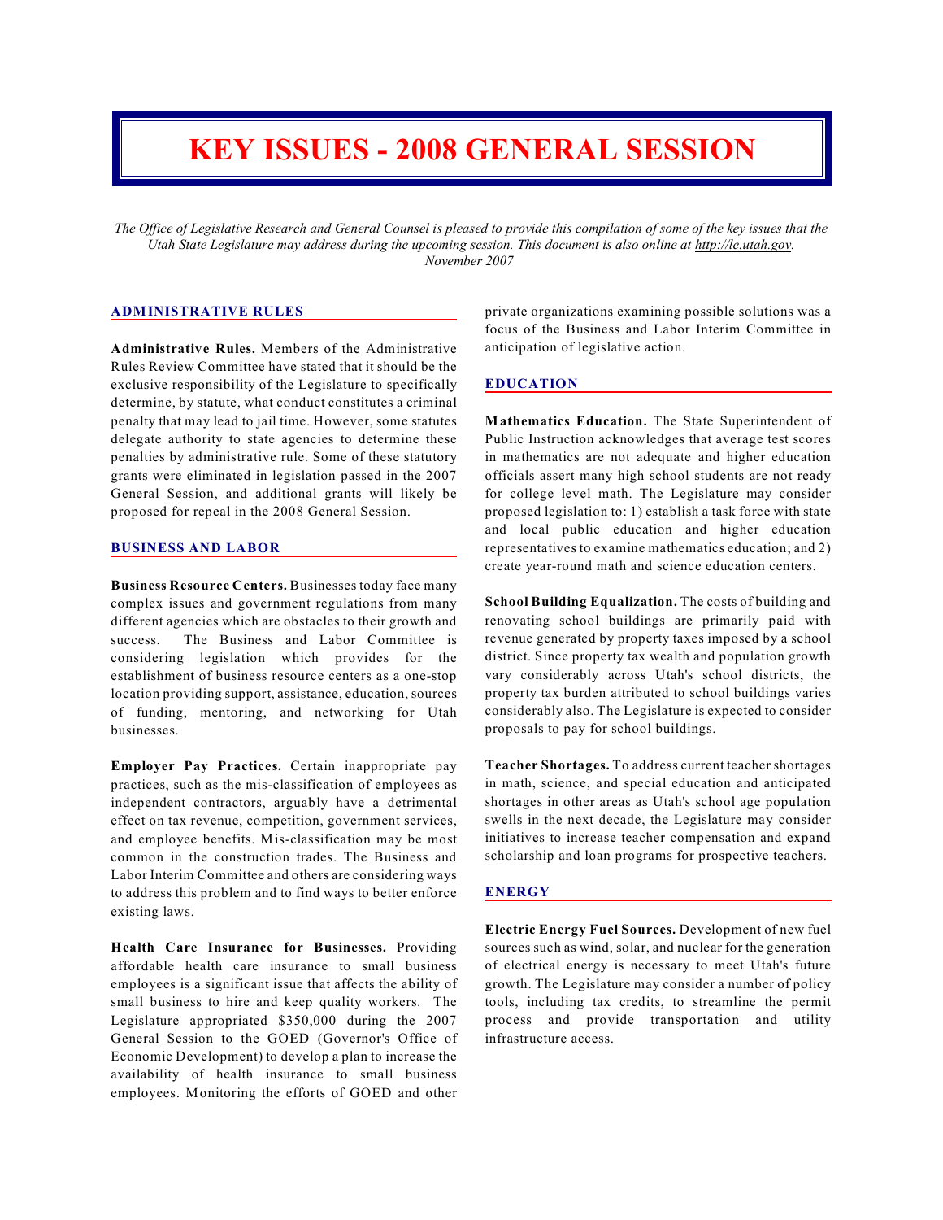# KEY ISSUES - 2008 GENERAL SESSION

*The Office of Legislative Research and General Counsel is pleased to provide this compilation of some of the key issues that the Utah State Legislature may address during the upcoming session. This document is also online at http://le.utah.gov. November 2007*

## ADMINISTRATIVE RULES

**Administrative Rules.** Members of the Administrative Rules Review Committee have stated that it should be the exclusive responsibility of the Legislature to specifically determine, by statute, what conduct constitutes a criminal penalty that may lead to jail time. However, some statutes delegate authority to state agencies to determine these penalties by administrative rule. Some of these statutory grants were eliminated in legislation passed in the 2007 General Session, and additional grants will likely be proposed for repeal in the 2008 General Session.

## BUSINESS AND LABOR

**Business Resource Centers.** Businesses today face many complex issues and government regulations from many different agencies which are obstacles to their growth and success. The Business and Labor Committee is considering legislation which provides for the establishment of business resource centers as a one-stop location providing support, assistance, education, sources of funding, mentoring, and networking for Utah businesses.

**Employer Pay Practices.** Certain inappropriate pay practices, such as the mis-classification of employees as independent contractors, arguably have a detrimental effect on tax revenue, competition, government services, and employee benefits. Mis-classification may be most common in the construction trades. The Business and Labor Interim Committee and others are considering ways to address this problem and to find ways to better enforce existing laws.

**Health Care Insurance for Businesses.** Providing affordable health care insurance to small business employees is a significant issue that affects the ability of small business to hire and keep quality workers. The Legislature appropriated $350,000 during the 2007 General Session to the GOED (Governor's Office of Economic Development) to develop a plan to increase the availability of health insurance to small business employees. Monitoring the efforts of GOED and other private organizations examining possible solutions was a focus of the Business and Labor Interim Committee in anticipation of legislative action.

## EDUCATION

**Mathematics Education.** The State Superintendent of Public Instruction acknowledges that average test scores in mathematics are not adequate and higher education officials assert many high school students are not ready for college level math. The Legislature may consider proposed legislation to: 1) establish a task force with state and local public education and higher education representatives to examine mathematics education; and 2) create year-round math and science education centers.

**School Building Equalization.** The costs of building and renovating school buildings are primarily paid with revenue generated by property taxes imposed by a school district. Since property tax wealth and population growth vary considerably across Utah's school districts, the property tax burden attributed to school buildings varies considerably also. The Legislature is expected to consider proposals to pay for school buildings.

**Teacher Shortages.** To address current teacher shortages in math, science, and special education and anticipated shortages in other areas as Utah's school age population swells in the next decade, the Legislature may consider initiatives to increase teacher compensation and expand scholarship and loan programs for prospective teachers.

## ENERGY

**Electric Energy Fuel Sources.** Development of new fuel sources such as wind, solar, and nuclear for the generation of electrical energy is necessary to meet Utah's future growth. The Legislature may consider a number of policy tools, including tax credits, to streamline the permit process and provide transportation and utility infrastructure access.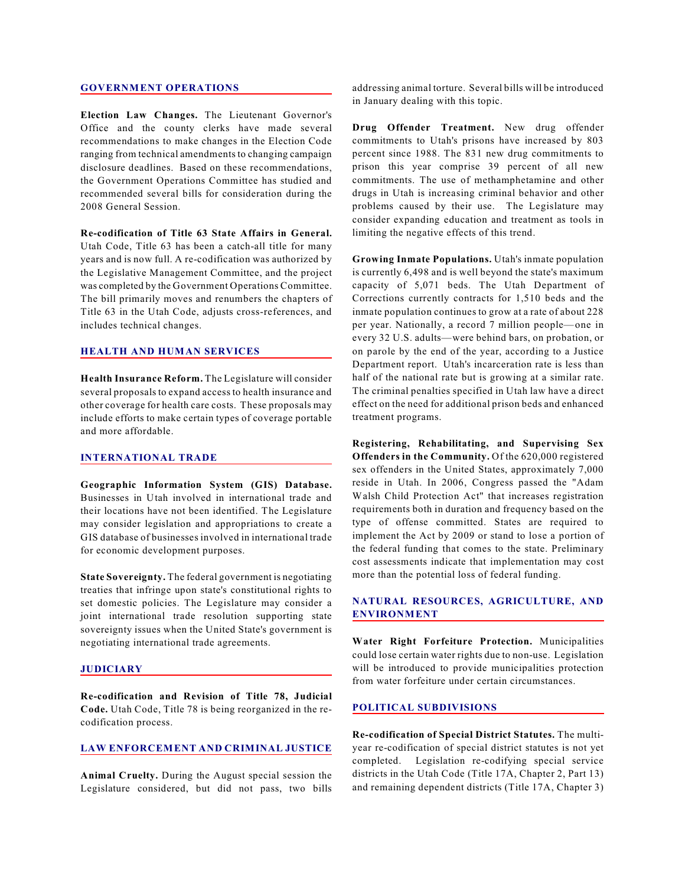## GOVERNMENT OPERATIONS

**Election Law Changes.** The Lieutenant Governor's Office and the county clerks have made several recommendations to make changes in the Election Code ranging from technical amendments to changing campaign disclosure deadlines. Based on these recommendations, the Government Operations Committee has studied and recommended several bills for consideration during the 2008 General Session.

**Re-codification of Title 63 State Affairs in General.** Utah Code, Title 63 has been a catch-all title for many years and is now full. A re-codification was authorized by the Legislative Management Committee, and the project was completed by the Government Operations Committee. The bill primarily moves and renumbers the chapters of Title 63 in the Utah Code, adjusts cross-references, and includes technical changes.

## HEALTH AND HUMAN SERVICES

**Health Insurance Reform.** The Legislature will consider several proposals to expand access to health insurance and other coverage for health care costs. These proposals may include efforts to make certain types of coverage portable and more affordable.

## INTERNATIONAL TRADE

**Geographic Information System (GIS) Database.** Businesses in Utah involved in international trade and their locations have not been identified. The Legislature may consider legislation and appropriations to create a GIS database of businesses involved in international trade for economic development purposes.

**State Sovereignty.** The federal government is negotiating treaties that infringe upon state's constitutional rights to set domestic policies. The Legislature may consider a joint international trade resolution supporting state sovereignty issues when the United State's government is negotiating international trade agreements.

## JUDICIARY

**Re-codification and Revision of Title 78, Judicial Code.** Utah Code, Title 78 is being reorganized in the re-codification process.

## LAW ENFORCEMENT AND CRIMINAL JUSTICE

**Animal Cruelty.** During the August special session the Legislature considered, but did not pass, two bills addressing animal torture. Several bills will be introduced in January dealing with this topic.

**Drug Offender Treatment.** New drug offender commitments to Utah's prisons have increased by 803 percent since 1988. The 831 new drug commitments to prison this year comprise 39 percent of all new commitments. The use of methamphetamine and other drugs in Utah is increasing criminal behavior and other problems caused by their use. The Legislature may consider expanding education and treatment as tools in limiting the negative effects of this trend.

**Growing Inmate Populations.** Utah's inmate population is currently 6,498 and is well beyond the state's maximum capacity of 5,071 beds. The Utah Department of Corrections currently contracts for 1,510 beds and the inmate population continues to grow at a rate of about 228 per year. Nationally, a record 7 million people—one in every 32 U.S. adults—were behind bars, on probation, or on parole by the end of the year, according to a Justice Department report. Utah's incarceration rate is less than half of the national rate but is growing at a similar rate. The criminal penalties specified in Utah law have a direct effect on the need for additional prison beds and enhanced treatment programs.

**Registering, Rehabilitating, and Supervising Sex Offenders in the Community.** Of the 620,000 registered sex offenders in the United States, approximately 7,000 reside in Utah. In 2006, Congress passed the "Adam Walsh Child Protection Act" that increases registration requirements both in duration and frequency based on the type of offense committed. States are required to implement the Act by 2009 or stand to lose a portion of the federal funding that comes to the state. Preliminary cost assessments indicate that implementation may cost more than the potential loss of federal funding.

## NATURAL RESOURCES, AGRICULTURE, AND ENVIRONMENT

**Water Right Forfeiture Protection.** Municipalities could lose certain water rights due to non-use. Legislation will be introduced to provide municipalities protection from water forfeiture under certain circumstances.

## POLITICAL SUBDIVISIONS

**Re-codification of Special District Statutes.** The multi-year re-codification of special district statutes is not yet completed. Legislation re-codifying special service districts in the Utah Code (Title 17A, Chapter 2, Part 13) and remaining dependent districts (Title 17A, Chapter 3)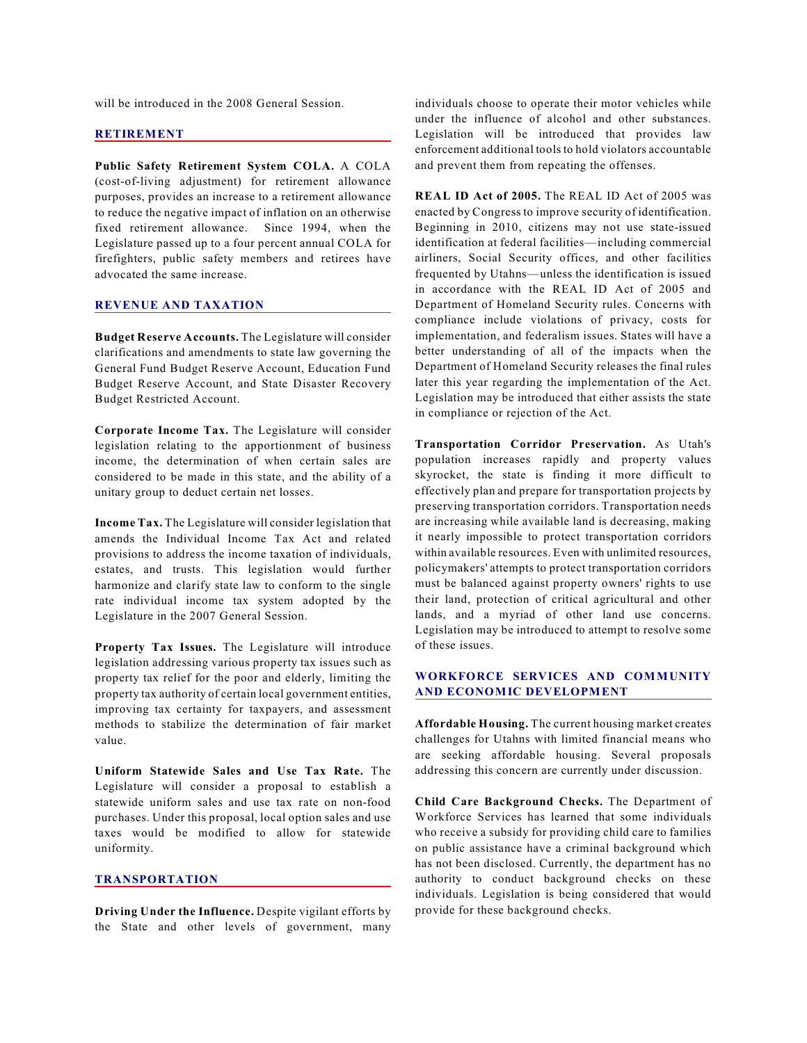will be introduced in the 2008 General Session.

## RETIREMENT

**Public Safety Retirement System COLA.** A COLA (cost-of-living adjustment) for retirement allowance purposes, provides an increase to a retirement allowance to reduce the negative impact of inflation on an otherwise fixed retirement allowance. Since 1994, when the Legislature passed up to a four percent annual COLA for firefighters, public safety members and retirees have advocated the same increase.

## REVENUE AND TAXATION

**Budget Reserve Accounts.** The Legislature will consider clarifications and amendments to state law governing the General Fund Budget Reserve Account, Education Fund Budget Reserve Account, and State Disaster Recovery Budget Restricted Account.

**Corporate Income Tax.** The Legislature will consider legislation relating to the apportionment of business income, the determination of when certain sales are considered to be made in this state, and the ability of a unitary group to deduct certain net losses.

**Income Tax.** The Legislature will consider legislation that amends the Individual Income Tax Act and related provisions to address the income taxation of individuals, estates, and trusts. This legislation would further harmonize and clarify state law to conform to the single rate individual income tax system adopted by the Legislature in the 2007 General Session.

**Property Tax Issues.** The Legislature will introduce legislation addressing various property tax issues such as property tax relief for the poor and elderly, limiting the property tax authority of certain local government entities, improving tax certainty for taxpayers, and assessment methods to stabilize the determination of fair market value.

**Uniform Statewide Sales and Use Tax Rate.** The Legislature will consider a proposal to establish a statewide uniform sales and use tax rate on non-food purchases. Under this proposal, local option sales and use taxes would be modified to allow for statewide uniformity.

## TRANSPORTATION

**Driving Under the Influence.** Despite vigilant efforts by the State and other levels of government, many individuals choose to operate their motor vehicles while under the influence of alcohol and other substances. Legislation will be introduced that provides law enforcement additional tools to hold violators accountable and prevent them from repeating the offenses.

**REAL ID Act of 2005.** The REAL ID Act of 2005 was enacted by Congress to improve security of identification. Beginning in 2010, citizens may not use state-issued identification at federal facilities—including commercial airliners, Social Security offices, and other facilities frequented by Utahns—unless the identification is issued in accordance with the REAL ID Act of 2005 and Department of Homeland Security rules. Concerns with compliance include violations of privacy, costs for implementation, and federalism issues. States will have a better understanding of all of the impacts when the Department of Homeland Security releases the final rules later this year regarding the implementation of the Act. Legislation may be introduced that either assists the state in compliance or rejection of the Act.

**Transportation Corridor Preservation.** As Utah's population increases rapidly and property values skyrocket, the state is finding it more difficult to effectively plan and prepare for transportation projects by preserving transportation corridors. Transportation needs are increasing while available land is decreasing, making it nearly impossible to protect transportation corridors within available resources. Even with unlimited resources, policymakers' attempts to protect transportation corridors must be balanced against property owners' rights to use their land, protection of critical agricultural and other lands, and a myriad of other land use concerns. Legislation may be introduced to attempt to resolve some of these issues.

## WORKFORCE SERVICES AND COMMUNITY AND ECONOMIC DEVELOPMENT

**Affordable Housing.** The current housing market creates challenges for Utahns with limited financial means who are seeking affordable housing. Several proposals addressing this concern are currently under discussion.

**Child Care Background Checks.** The Department of Workforce Services has learned that some individuals who receive a subsidy for providing child care to families on public assistance have a criminal background which has not been disclosed. Currently, the department has no authority to conduct background checks on these individuals. Legislation is being considered that would provide for these background checks.